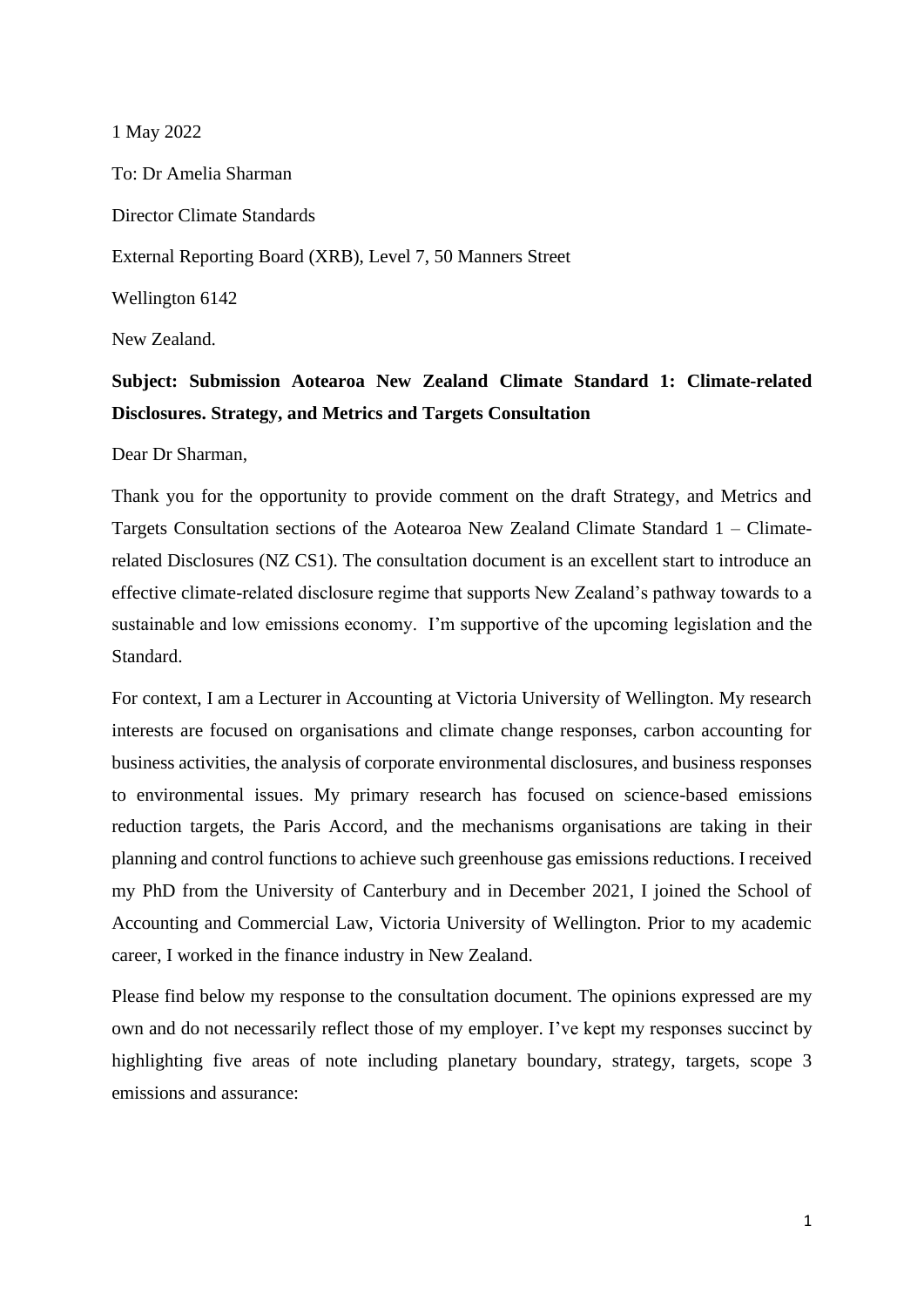1 May 2022

To: Dr Amelia Sharman

Director Climate Standards

External Reporting Board (XRB), Level 7, 50 Manners Street

Wellington 6142

New Zealand.

**Subject: Submission Aotearoa New Zealand Climate Standard 1: Climate-related Disclosures. Strategy, and Metrics and Targets Consultation**

Dear Dr Sharman,

Thank you for the opportunity to provide comment on the draft Strategy, and Metrics and Targets Consultation sections of the Aotearoa New Zealand Climate Standard 1 – Climate-related Disclosures (NZ CS1). The consultation document is an excellent start to introduce an effective climate-related disclosure regime that supports New Zealand's pathway towards to a sustainable and low emissions economy. I'm supportive of the upcoming legislation and the Standard.

For context, I am a Lecturer in Accounting at Victoria University of Wellington. My research interests are focused on organisations and climate change responses, carbon accounting for business activities, the analysis of corporate environmental disclosures, and business responses to environmental issues. My primary research has focused on science-based emissions reduction targets, the Paris Accord, and the mechanisms organisations are taking in their planning and control functions to achieve such greenhouse gas emissions reductions. I received my PhD from the University of Canterbury and in December 2021, I joined the School of Accounting and Commercial Law, Victoria University of Wellington. Prior to my academic career, I worked in the finance industry in New Zealand.

Please find below my response to the consultation document. The opinions expressed are my own and do not necessarily reflect those of my employer. I've kept my responses succinct by highlighting five areas of note including planetary boundary, strategy, targets, scope 3 emissions and assurance: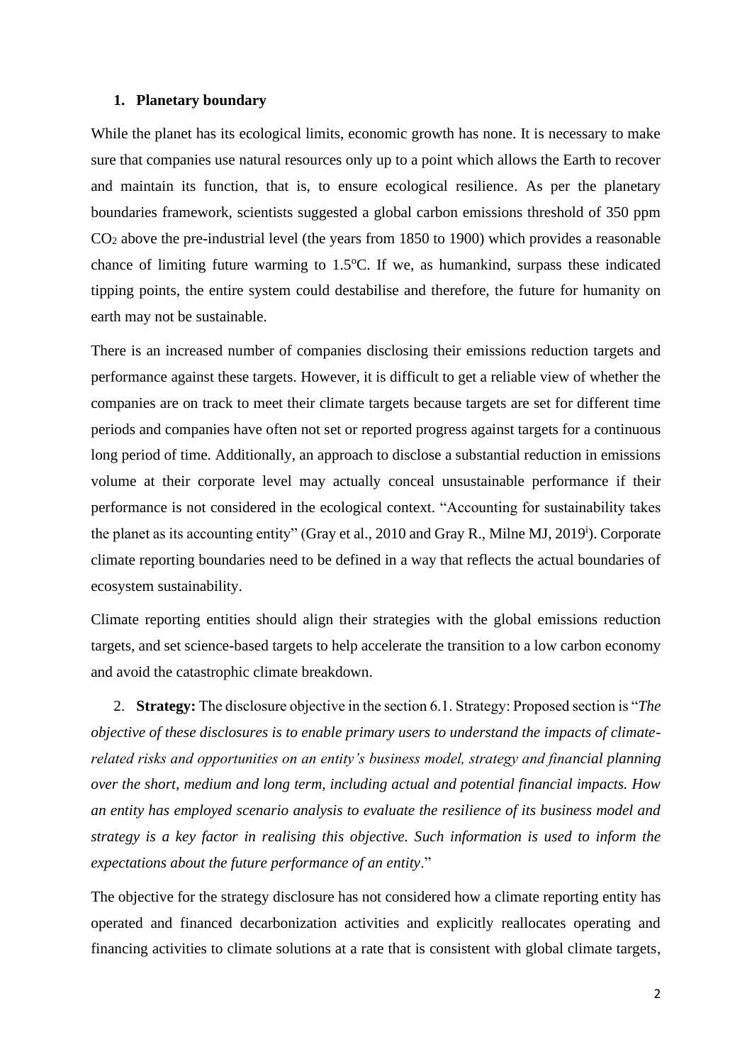## 1. Planetary boundary

While the planet has its ecological limits, economic growth has none. It is necessary to make sure that companies use natural resources only up to a point which allows the Earth to recover and maintain its function, that is, to ensure ecological resilience. As per the planetary boundaries framework, scientists suggested a global carbon emissions threshold of 350 ppm $CO_2$ above the pre-industrial level (the years from 1850 to 1900) which provides a reasonable chance of limiting future warming to 1.5°C. If we, as humankind, surpass these indicated tipping points, the entire system could destabilise and therefore, the future for humanity on earth may not be sustainable.

There is an increased number of companies disclosing their emissions reduction targets and performance against these targets. However, it is difficult to get a reliable view of whether the companies are on track to meet their climate targets because targets are set for different time periods and companies have often not set or reported progress against targets for a continuous long period of time. Additionally, an approach to disclose a substantial reduction in emissions volume at their corporate level may actually conceal unsustainable performance if their performance is not considered in the ecological context. "Accounting for sustainability takes the planet as its accounting entity" (Gray et al., 2010 and Gray R., Milne MJ, 2019[i]). Corporate climate reporting boundaries need to be defined in a way that reflects the actual boundaries of ecosystem sustainability.

Climate reporting entities should align their strategies with the global emissions reduction targets, and set science-based targets to help accelerate the transition to a low carbon economy and avoid the catastrophic climate breakdown.

2. **Strategy:** The disclosure objective in the section 6.1. Strategy: Proposed section is "*The objective of these disclosures is to enable primary users to understand the impacts of climate-related risks and opportunities on an entity's business model, strategy and financial planning over the short, medium and long term, including actual and potential financial impacts. How an entity has employed scenario analysis to evaluate the resilience of its business model and strategy is a key factor in realising this objective. Such information is used to inform the expectations about the future performance of an entity*."

The objective for the strategy disclosure has not considered how a climate reporting entity has operated and financed decarbonization activities and explicitly reallocates operating and financing activities to climate solutions at a rate that is consistent with global climate targets,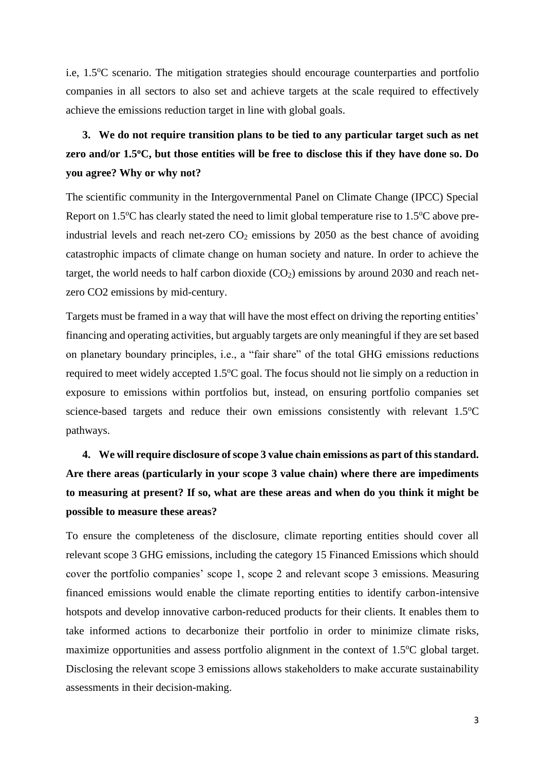i.e, 1.5°C scenario. The mitigation strategies should encourage counterparties and portfolio companies in all sectors to also set and achieve targets at the scale required to effectively achieve the emissions reduction target in line with global goals.

**3. We do not require transition plans to be tied to any particular target such as net zero and/or 1.5°C, but those entities will be free to disclose this if they have done so. Do you agree? Why or why not?**

The scientific community in the Intergovernmental Panel on Climate Change (IPCC) Special Report on 1.5°C has clearly stated the need to limit global temperature rise to 1.5°C above pre-industrial levels and reach net-zero $CO_2$ emissions by 2050 as the best chance of avoiding catastrophic impacts of climate change on human society and nature. In order to achieve the target, the world needs to half carbon dioxide ($CO_2$) emissions by around 2030 and reach net-zero CO2 emissions by mid-century.

Targets must be framed in a way that will have the most effect on driving the reporting entities' financing and operating activities, but arguably targets are only meaningful if they are set based on planetary boundary principles, i.e., a "fair share" of the total GHG emissions reductions required to meet widely accepted 1.5°C goal. The focus should not lie simply on a reduction in exposure to emissions within portfolios but, instead, on ensuring portfolio companies set science-based targets and reduce their own emissions consistently with relevant 1.5°C pathways.

**4. We will require disclosure of scope 3 value chain emissions as part of this standard. Are there areas (particularly in your scope 3 value chain) where there are impediments to measuring at present? If so, what are these areas and when do you think it might be possible to measure these areas?**

To ensure the completeness of the disclosure, climate reporting entities should cover all relevant scope 3 GHG emissions, including the category 15 Financed Emissions which should cover the portfolio companies' scope 1, scope 2 and relevant scope 3 emissions. Measuring financed emissions would enable the climate reporting entities to identify carbon-intensive hotspots and develop innovative carbon-reduced products for their clients. It enables them to take informed actions to decarbonize their portfolio in order to minimize climate risks, maximize opportunities and assess portfolio alignment in the context of 1.5°C global target. Disclosing the relevant scope 3 emissions allows stakeholders to make accurate sustainability assessments in their decision-making.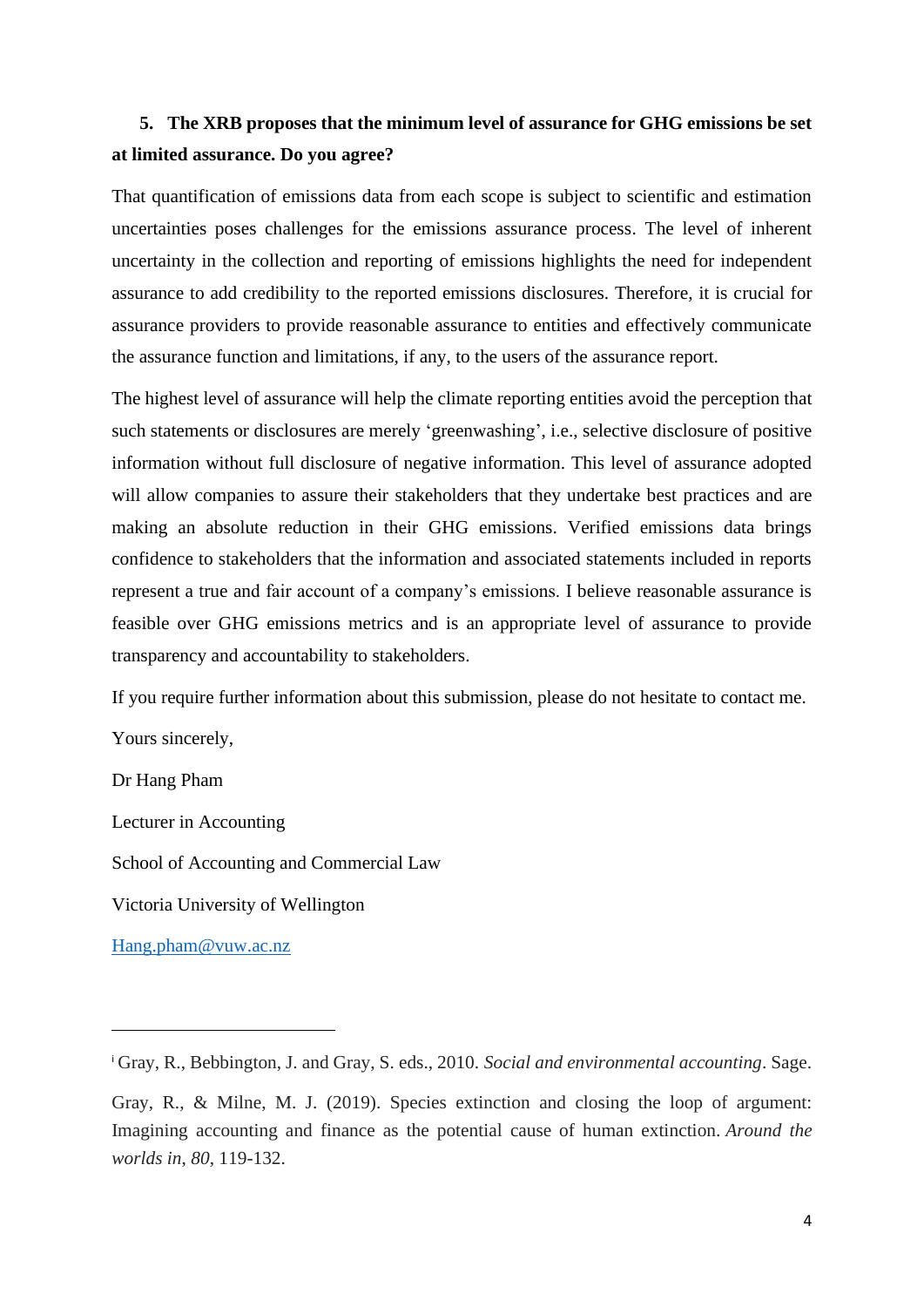**5. The XRB proposes that the minimum level of assurance for GHG emissions be set at limited assurance. Do you agree?**

That quantification of emissions data from each scope is subject to scientific and estimation uncertainties poses challenges for the emissions assurance process. The level of inherent uncertainty in the collection and reporting of emissions highlights the need for independent assurance to add credibility to the reported emissions disclosures. Therefore, it is crucial for assurance providers to provide reasonable assurance to entities and effectively communicate the assurance function and limitations, if any, to the users of the assurance report.

The highest level of assurance will help the climate reporting entities avoid the perception that such statements or disclosures are merely 'greenwashing', i.e., selective disclosure of positive information without full disclosure of negative information. This level of assurance adopted will allow companies to assure their stakeholders that they undertake best practices and are making an absolute reduction in their GHG emissions. Verified emissions data brings confidence to stakeholders that the information and associated statements included in reports represent a true and fair account of a company's emissions. I believe reasonable assurance is feasible over GHG emissions metrics and is an appropriate level of assurance to provide transparency and accountability to stakeholders.

If you require further information about this submission, please do not hesitate to contact me.

Yours sincerely,

Dr Hang Pham

Lecturer in Accounting

School of Accounting and Commercial Law

Victoria University of Wellington

Hang.pham@vuw.ac.nz

---

[i] Gray, R., Bebbington, J. and Gray, S. eds., 2010. *Social and environmental accounting*. Sage.

Gray, R., & Milne, M. J. (2019). Species extinction and closing the loop of argument: Imagining accounting and finance as the potential cause of human extinction. *Around the worlds in*, *80*, 119-132.